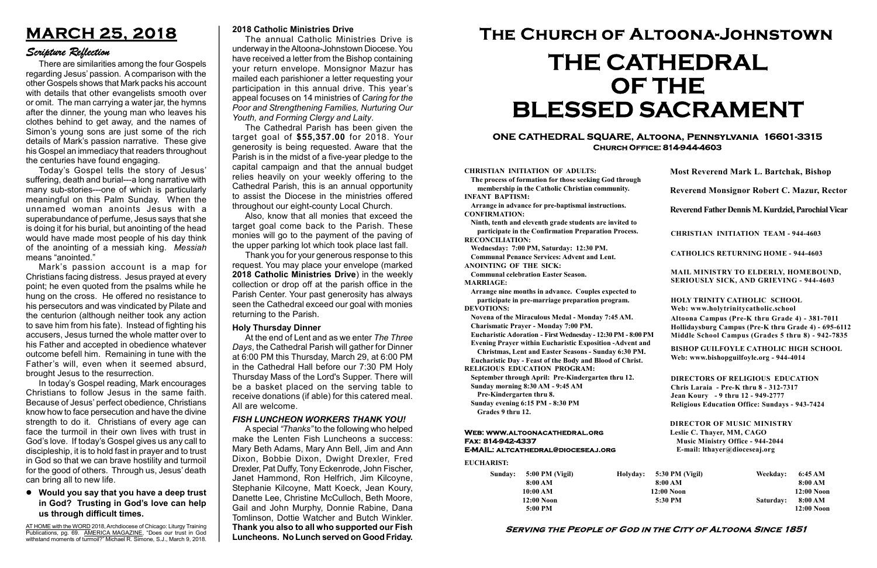# MARCH 25, 2018

## *Scripture Reflection*

There are similarities among the four Gospels regarding Jesus' passion. A comparison with the other Gospels shows that Mark packs his account with details that other evangelists smooth over or omit. The man carrying a water jar, the hymns after the dinner, the young man who leaves his clothes behind to get away, and the names of Simon's young sons are just some of the rich details of Mark's passion narrative. These give his Gospel an immediacy that readers throughout the centuries have found engaging.

Today's Gospel tells the story of Jesus' suffering, death and burial---a long narrative with many sub-stories---one of which is particularly meaningful on this Palm Sunday. When the unnamed woman anoints Jesus with a superabundance of perfume, Jesus says that she is doing it for his burial, but anointing of the head would have made most people of his day think of the anointing of a messiah king. *Messiah* means "anointed."

Mark's passion account is a map for Christians facing distress. Jesus prayed at every point; he even quoted from the psalms while he hung on the cross. He offered no resistance to his persecutors and was vindicated by Pilate and the centurion (although neither took any action to save him from his fate). Instead of fighting his accusers, Jesus turned the whole matter over to his Father and accepted in obedience whatever outcome befell him. Remaining in tune with the Father's will, even when it seemed absurd, brought Jesus to the resurrection.

In today's Gospel reading, Mark encourages Christians to follow Jesus in the same faith. Because of Jesus' perfect obedience, Christians know how to face persecution and have the divine strength to do it. Christians of every age can face the turmoil in their own lives with trust in God's love. If today's Gospel gives us any call to discipleship, it is to hold fast in prayer and to trust in God so that we can brave hostility and turmoil for the good of others. Through us, Jesus' death can bring all to new life.

- **Would you say that you have a deep trust in God? Trusting in God's love can help us through difficult times.**

AT HOME with the WORD 2018, Archdiocese of Chicago: Liturgy Training Publications, pg. 69. AMERICA MAGAZINE, "Does our trust in God withstand moments of turmoil?" Michael R. Simone, S.J., March 9, 2018.

### 2018 Catholic Ministries Drive

The annual Catholic Ministries Drive is underway in the Altoona-Johnstown Diocese. You have received a letter from the Bishop containing your return envelope. Monsignor Mazur has mailed each parishioner a letter requesting your participation in this annual drive. This year's appeal focuses on 14 ministries of *Caring for the Poor and Strengthening Families, Nurturing Our Youth, and Forming Clergy and Laity*.

The Cathedral Parish has been given the target goal of **$55,357.00** for 2018. Your generosity is being requested. Aware that the Parish is in the midst of a five-year pledge to the capital campaign and that the annual budget relies heavily on your weekly offering to the Cathedral Parish, this is an annual opportunity to assist the Diocese in the ministries offered throughout our eight-county Local Church.

Also, know that all monies that exceed the target goal come back to the Parish. These monies will go to the payment of the paving of the upper parking lot which took place last fall.

Thank you for your generous response to this request. You may place your envelope (marked **2018 Catholic Ministries Drive**) in the weekly collection or drop off at the parish office in the Parish Center. Your past generosity has always seen the Cathedral exceed our goal with monies returning to the Parish.

### Holy Thursday Dinner

At the end of Lent and as we enter *The Three Days*, the Cathedral Parish will gather for Dinner at 6:00 PM this Thursday, March 29, at 6:00 PM in the Cathedral Hall before our 7:30 PM Holy Thursday Mass of the Lord's Supper. There will be a basket placed on the serving table to receive donations (if able) for this catered meal. All are welcome.

### *FISH LUNCHEON WORKERS THANK YOU!*

A special *"Thanks"* to the following who helped make the Lenten Fish Luncheons a success: Mary Beth Adams, Mary Ann Bell, Jim and Ann Dixon, Bobbie Dixon, Dwight Drexler, Fred Drexler, Pat Duffy, Tony Eckenrode, John Fischer, Janet Hammond, Ron Helfrich, Jim Kilcoyne, Stephanie Kilcoyne, Matt Koeck, Jean Koury, Danette Lee, Christine McCulloch, Beth Moore, Gail and John Murphy, Donnie Rabine, Dana Tomlinson, Dottie Watcher and Butch Winkler. **Thank you also to all who supported our Fish Luncheons. No Lunch served on Good Friday.**

# The Church of Altoona-Johnstown

# THE CATHEDRAL OF THE BLESSED SACRAMENT

**ONE CATHEDRAL SQUARE, Altoona, Pennsylvania 16601-3315**
**Church Office: 814-944-4603**

**CHRISTIAN INITIATION OF ADULTS:**
The process of formation for those seeking God through membership in the Catholic Christian community.
**INFANT BAPTISM:**
Arrange in advance for pre-baptismal instructions.
**CONFIRMATION:**
Ninth, tenth and eleventh grade students are invited to participate in the Confirmation Preparation Process.
**RECONCILIATION:**
Wednesday: 7:00 PM, Saturday: 12:30 PM.
Communal Penance Services: Advent and Lent.
**ANOINTING OF THE SICK:**
Communal celebration Easter Season.
**MARRIAGE:**
Arrange nine months in advance. Couples expected to participate in pre-marriage preparation program.
**DEVOTIONS:**
Novena of the Miraculous Medal - Monday 7:45 AM.
Charismatic Prayer - Monday 7:00 PM.
Eucharistic Adoration - First Wednesday - 12:30 PM - 8:00 PM
Evening Prayer within Eucharistic Exposition -Advent and Christmas, Lent and Easter Seasons - Sunday 6:30 PM.
Eucharistic Day - Feast of the Body and Blood of Christ.
**RELIGIOUS EDUCATION PROGRAM:**
September through April: Pre-Kindergarten thru 12.
Sunday morning 8:30 AM - 9:45 AM
Pre-Kindergarten thru 8.
Sunday evening 6:15 PM - 8:30 PM
Grades 9 thru 12.

**Most Reverend Mark L. Bartchak, Bishop**

**Reverend Monsignor Robert C. Mazur, Rector**

**Reverend Father Dennis M. Kurdziel, Parochial Vicar**

**CHRISTIAN INITIATION TEAM - 944-4603**

**CATHOLICS RETURNING HOME - 944-4603**

**MAIL MINISTRY TO ELDERLY, HOMEBOUND, SERIOUSLY SICK, AND GRIEVING - 944-4603**

**HOLY TRINITY CATHOLIC SCHOOL**
**Web: www.holytrinitycatholic.school**
Altoona Campus (Pre-K thru Grade 4) - 381-7011
Hollidaysburg Campus (Pre-K thru Grade 4) - 695-6112
Middle School Campus (Grades 5 thru 8) - 942-7835

**BISHOP GUILFOYLE CATHOLIC HIGH SCHOOL**
**Web: www.bishopguilfoyle.org - 944-4014**

**DIRECTORS OF RELIGIOUS EDUCATION**
Chris Laraia - Pre-K thru 8 - 312-7317
Jean Koury - 9 thru 12 - 949-2777
Religious Education Office: Sundays - 943-7424

**DIRECTOR OF MUSIC MINISTRY**
Leslie C. Thayer, MM, CAGO
Music Ministry Office - 944-2044
E-mail: lthayer@dioceseaj.org

**Web: www.altoonacathedral.org**
**Fax: 814-942-4337**
**E-MAIL: altcathedral@dioceseaj.org**

**EUCHARIST:**

| Sunday: | 5:00 PM (Vigil) | Holyday: | 5:30 PM (Vigil) | Weekday: | 6:45 AM |
|---|---|---|---|---|---|
| | 8:00 AM | | 8:00 AM | | 8:00 AM |
| | 10:00 AM | | 12:00 Noon | | 12:00 Noon |
| | 12:00 Noon | | 5:30 PM | Saturday: | 8:00 AM |
| | 5:00 PM | | | | 12:00 Noon |

**Serving the People of God in the City of Altoona Since 1851**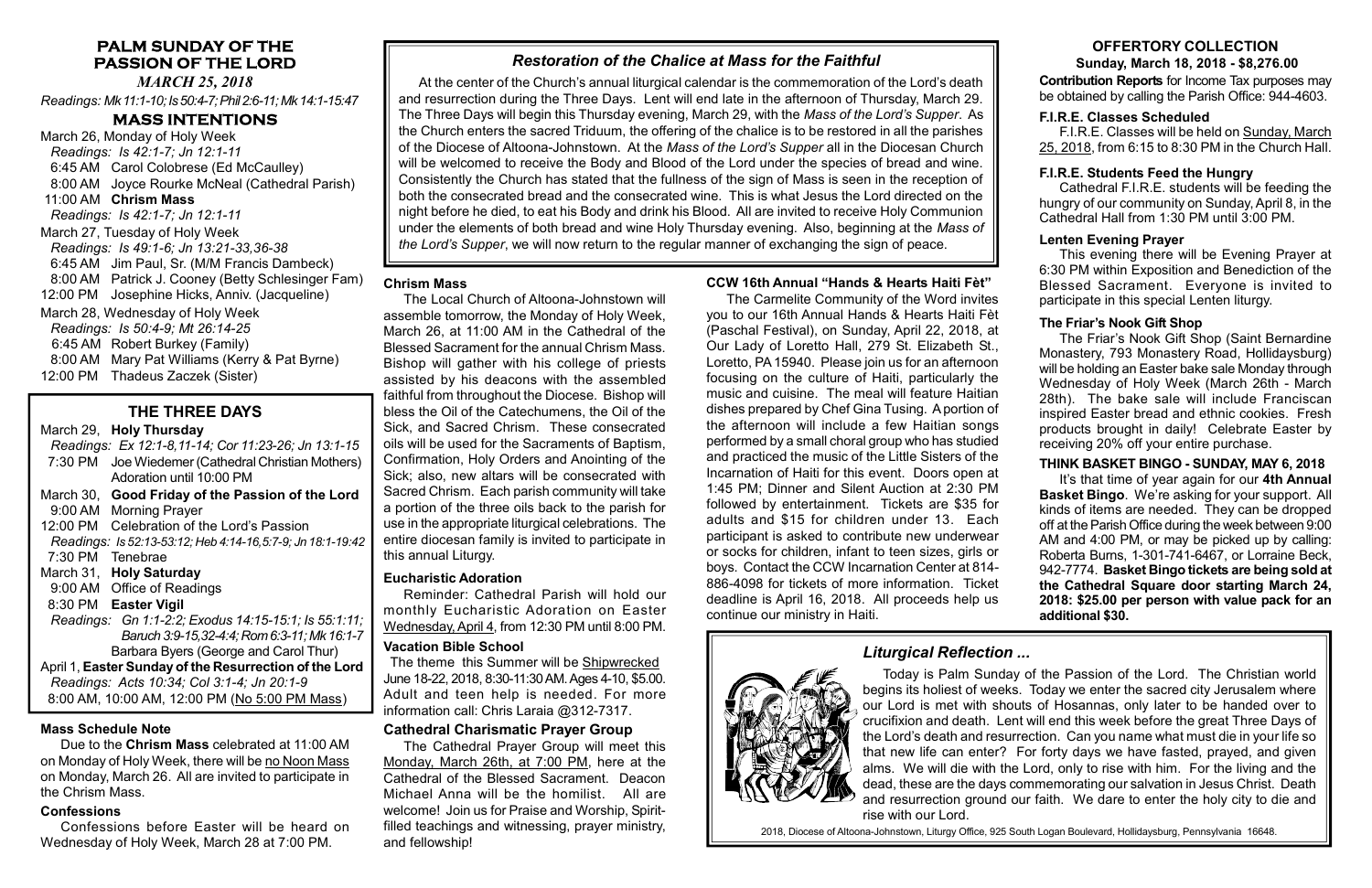# PALM SUNDAY OF THE PASSION OF THE LORD

*MARCH 25, 2018*

*Readings: Mk 11:1-10; Is 50:4-7; Phil 2:6-11; Mk 14:1-15:47*

## MASS INTENTIONS

March 26, Monday of Holy Week
*Readings: Is 42:1-7; Jn 12:1-11*
6:45 AM Carol Colobrese (Ed McCaulley)
8:00 AM Joyce Rourke McNeal (Cathedral Parish)
11:00 AM **Chrism Mass**
*Readings: Is 42:1-7; Jn 12:1-11*

March 27, Tuesday of Holy Week
*Readings: Is 49:1-6; Jn 13:21-33,36-38*
6:45 AM Jim Paul, Sr. (M/M Francis Dambeck)
8:00 AM Patrick J. Cooney (Betty Schlesinger Fam)
12:00 PM Josephine Hicks, Anniv. (Jacqueline)

March 28, Wednesday of Holy Week
*Readings: Is 50:4-9; Mt 26:14-25*
6:45 AM Robert Burkey (Family)
8:00 AM Mary Pat Williams (Kerry & Pat Byrne)
12:00 PM Thadeus Zaczek (Sister)

## THE THREE DAYS

March 29, **Holy Thursday**
*Readings: Ex 12:1-8,11-14; Cor 11:23-26; Jn 13:1-15*
7:30 PM Joe Wiedemer (Cathedral Christian Mothers)
Adoration until 10:00 PM

March 30, **Good Friday of the Passion of the Lord**
9:00 AM Morning Prayer
12:00 PM Celebration of the Lord's Passion
*Readings: Is 52:13-53:12; Heb 4:14-16,5:7-9; Jn 18:1-19:42*
7:30 PM Tenebrae

March 31, **Holy Saturday**
9:00 AM Office of Readings
8:30 PM **Easter Vigil**
*Readings: Gn 1:1-2:2; Exodus 14:15-15:1; Is 55:1:11; Baruch 3:9-15,32-4:4; Rom 6:3-11; Mk 16:1-7*
Barbara Byers (George and Carol Thur)

April 1, **Easter Sunday of the Resurrection of the Lord**
*Readings: Acts 10:34; Col 3:1-4; Jn 20:1-9*
8:00 AM, 10:00 AM, 12:00 PM (No 5:00 PM Mass)

### Mass Schedule Note

Due to the **Chrism Mass** celebrated at 11:00 AM on Monday of Holy Week, there will be no Noon Mass on Monday, March 26. All are invited to participate in the Chrism Mass.

### Confessions

Confessions before Easter will be heard on Wednesday of Holy Week, March 28 at 7:00 PM.

## *Restoration of the Chalice at Mass for the Faithful*

At the center of the Church's annual liturgical calendar is the commemoration of the Lord's death and resurrection during the Three Days. Lent will end late in the afternoon of Thursday, March 29. The Three Days will begin this Thursday evening, March 29, with the *Mass of the Lord's Supper*. As the Church enters the sacred Triduum, the offering of the chalice is to be restored in all the parishes of the Diocese of Altoona-Johnstown. At the *Mass of the Lord's Supper* all in the Diocesan Church will be welcomed to receive the Body and Blood of the Lord under the species of bread and wine. Consistently the Church has stated that the fullness of the sign of Mass is seen in the reception of both the consecrated bread and the consecrated wine. This is what Jesus the Lord directed on the night before he died, to eat his Body and drink his Blood. All are invited to receive Holy Communion under the elements of both bread and wine Holy Thursday evening. Also, beginning at the *Mass of the Lord's Supper*, we will now return to the regular manner of exchanging the sign of peace.

### Chrism Mass

The Local Church of Altoona-Johnstown will assemble tomorrow, the Monday of Holy Week, March 26, at 11:00 AM in the Cathedral of the Blessed Sacrament for the annual Chrism Mass. Bishop will gather with his college of priests assisted by his deacons with the assembled faithful from throughout the Diocese. Bishop will bless the Oil of the Catechumens, the Oil of the Sick, and Sacred Chrism. These consecrated oils will be used for the Sacraments of Baptism, Confirmation, Holy Orders and Anointing of the Sick; also, new altars will be consecrated with Sacred Chrism. Each parish community will take a portion of the three oils back to the parish for use in the appropriate liturgical celebrations. The entire diocesan family is invited to participate in this annual Liturgy.

### Eucharistic Adoration

Reminder: Cathedral Parish will hold our monthly Eucharistic Adoration on Easter Wednesday, April 4, from 12:30 PM until 8:00 PM.

### Vacation Bible School

The theme this Summer will be Shipwrecked June 18-22, 2018, 8:30-11:30 AM. Ages 4-10, $5.00. Adult and teen help is needed. For more information call: Chris Laraia @312-7317.

### Cathedral Charismatic Prayer Group

The Cathedral Prayer Group will meet this Monday, March 26th, at 7:00 PM, here at the Cathedral of the Blessed Sacrament. Deacon Michael Anna will be the homilist. All are welcome! Join us for Praise and Worship, Spirit-filled teachings and witnessing, prayer ministry, and fellowship!

### CCW 16th Annual "Hands & Hearts Haiti Fèt"

The Carmelite Community of the Word invites you to our 16th Annual Hands & Hearts Haiti Fèt (Paschal Festival), on Sunday, April 22, 2018, at Our Lady of Loretto Hall, 279 St. Elizabeth St., Loretto, PA 15940. Please join us for an afternoon focusing on the culture of Haiti, particularly the music and cuisine. The meal will feature Haitian dishes prepared by Chef Gina Tusing. A portion of the afternoon will include a few Haitian songs performed by a small choral group who has studied and practiced the music of the Little Sisters of the Incarnation of Haiti for this event. Doors open at 1:45 PM; Dinner and Silent Auction at 2:30 PM followed by entertainment. Tickets are $35 for adults and $15 for children under 13. Each participant is asked to contribute new underwear or socks for children, infant to teen sizes, girls or boys. Contact the CCW Incarnation Center at 814-886-4098 for tickets of more information. Ticket deadline is April 16, 2018. All proceeds help us continue our ministry in Haiti.

### OFFERTORY COLLECTION
**Sunday, March 18, 2018 - $8,276.00**

**Contribution Reports** for Income Tax purposes may be obtained by calling the Parish Office: 944-4603.

### F.I.R.E. Classes Scheduled

F.I.R.E. Classes will be held on Sunday, March 25, 2018, from 6:15 to 8:30 PM in the Church Hall.

### F.I.R.E. Students Feed the Hungry

Cathedral F.I.R.E. students will be feeding the hungry of our community on Sunday, April 8, in the Cathedral Hall from 1:30 PM until 3:00 PM.

### Lenten Evening Prayer

This evening there will be Evening Prayer at 6:30 PM within Exposition and Benediction of the Blessed Sacrament. Everyone is invited to participate in this special Lenten liturgy.

### The Friar's Nook Gift Shop

The Friar's Nook Gift Shop (Saint Bernardine Monastery, 793 Monastery Road, Hollidaysburg) will be holding an Easter bake sale Monday through Wednesday of Holy Week (March 26th - March 28th). The bake sale will include Franciscan inspired Easter bread and ethnic cookies. Fresh products brought in daily! Celebrate Easter by receiving 20% off your entire purchase.

### THINK BASKET BINGO - SUNDAY, MAY 6, 2018

It's that time of year again for our **4th Annual Basket Bingo**. We're asking for your support. All kinds of items are needed. They can be dropped off at the Parish Office during the week between 9:00 AM and 4:00 PM, or may be picked up by calling: Roberta Burns, 1-301-741-6467, or Lorraine Beck, 942-7774. **Basket Bingo tickets are being sold at the Cathedral Square door starting March 24, 2018: $25.00 per person with value pack for an additional $30.**

## *Liturgical Reflection ...*

Today is Palm Sunday of the Passion of the Lord. The Christian world begins its holiest of weeks. Today we enter the sacred city Jerusalem where our Lord is met with shouts of Hosannas, only later to be handed over to crucifixion and death. Lent will end this week before the great Three Days of the Lord's death and resurrection. Can you name what must die in your life so that new life can enter? For forty days we have fasted, prayed, and given alms. We will die with the Lord, only to rise with him. For the living and the dead, these are the days commemorating our salvation in Jesus Christ. Death and resurrection ground our faith. We dare to enter the holy city to die and rise with our Lord.

2018, Diocese of Altoona-Johnstown, Liturgy Office, 925 South Logan Boulevard, Hollidaysburg, Pennsylvania 16648.